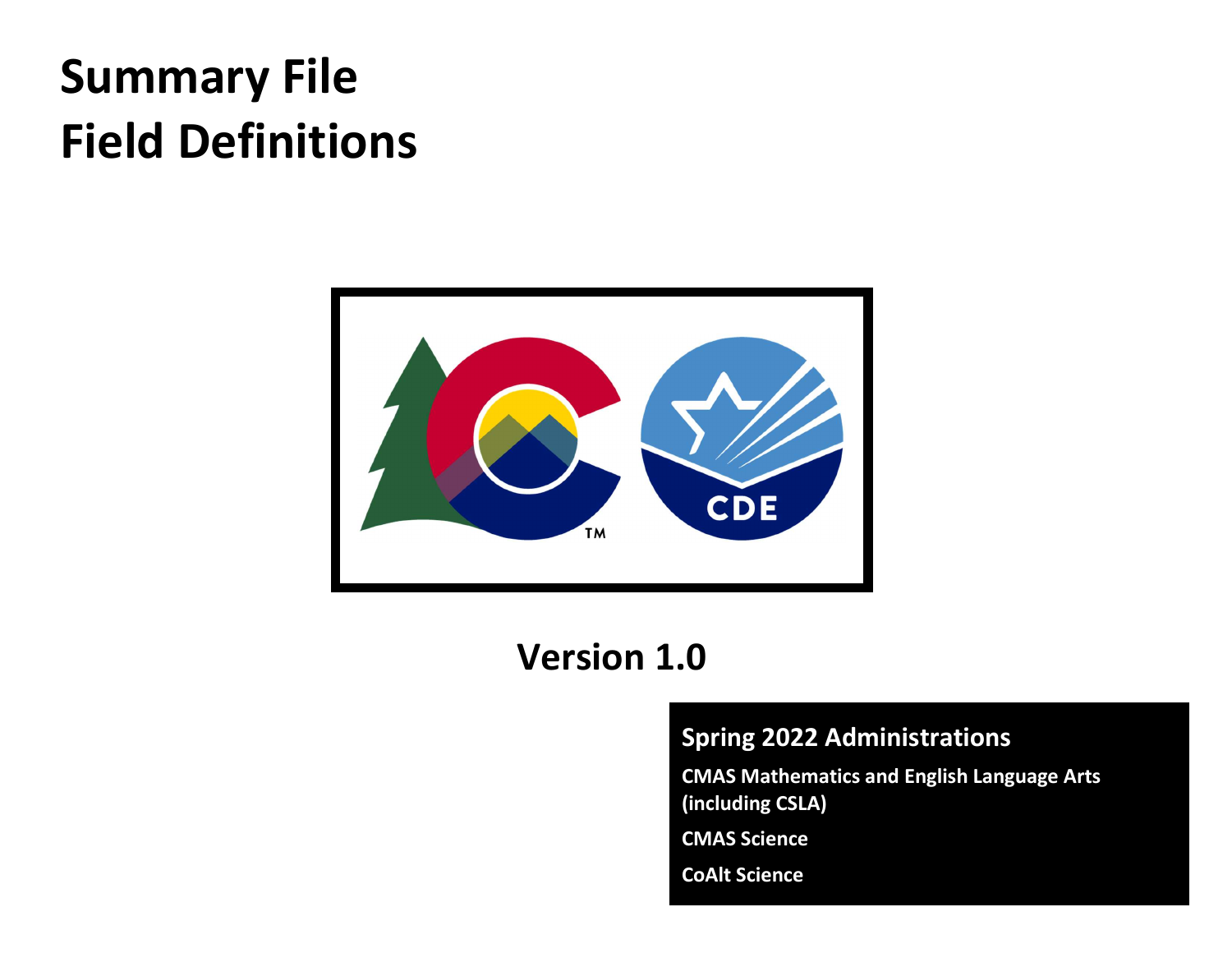# Summary File Field Definitions

## Version 1.0

**Spring 2022 Administrations**

**CMAS Mathematics and English Language Arts (including CSLA)**

**CMAS Science**

**CoAlt Science**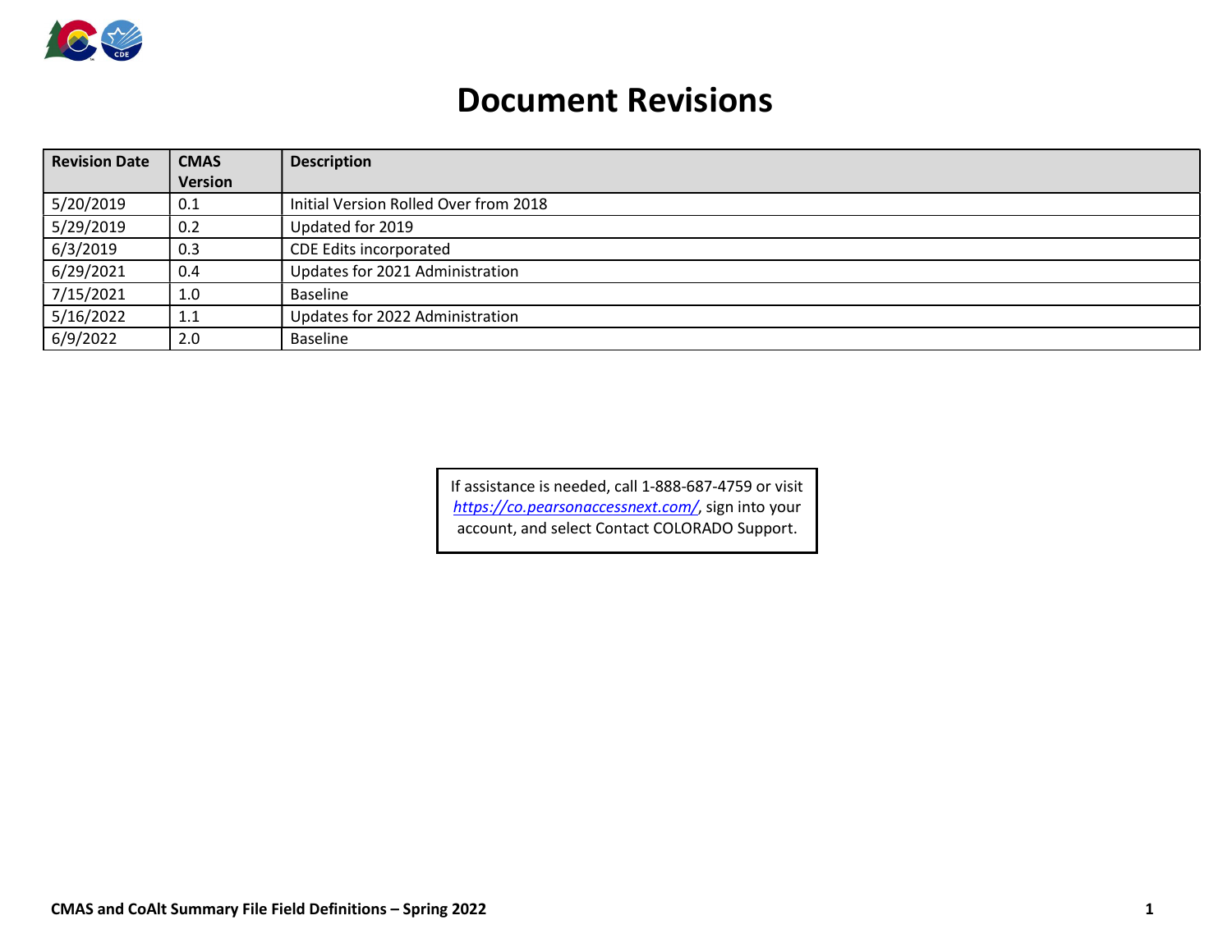# Document Revisions

| Revision Date | CMAS Version | Description |
| --- | --- | --- |
| 5/20/2019 | 0.1 | Initial Version Rolled Over from 2018 |
| 5/29/2019 | 0.2 | Updated for 2019 |
| 6/3/2019 | 0.3 | CDE Edits incorporated |
| 6/29/2021 | 0.4 | Updates for 2021 Administration |
| 7/15/2021 | 1.0 | Baseline |
| 5/16/2022 | 1.1 | Updates for 2022 Administration |
| 6/9/2022 | 2.0 | Baseline |

If assistance is needed, call 1-888-687-4759 or visit *https://co.pearsonaccessnext.com/*, sign into your account, and select Contact COLORADO Support.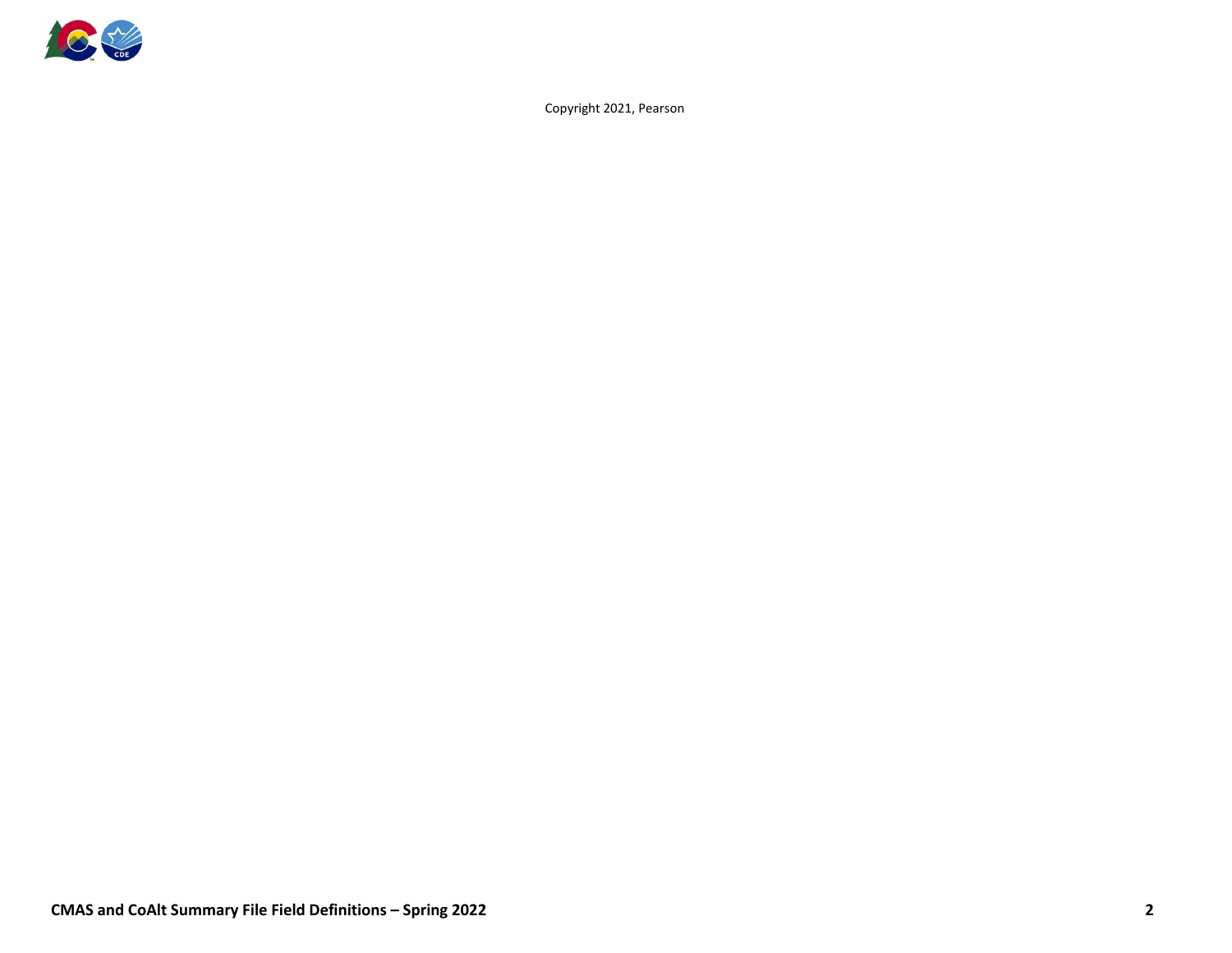Copyright 2021, Pearson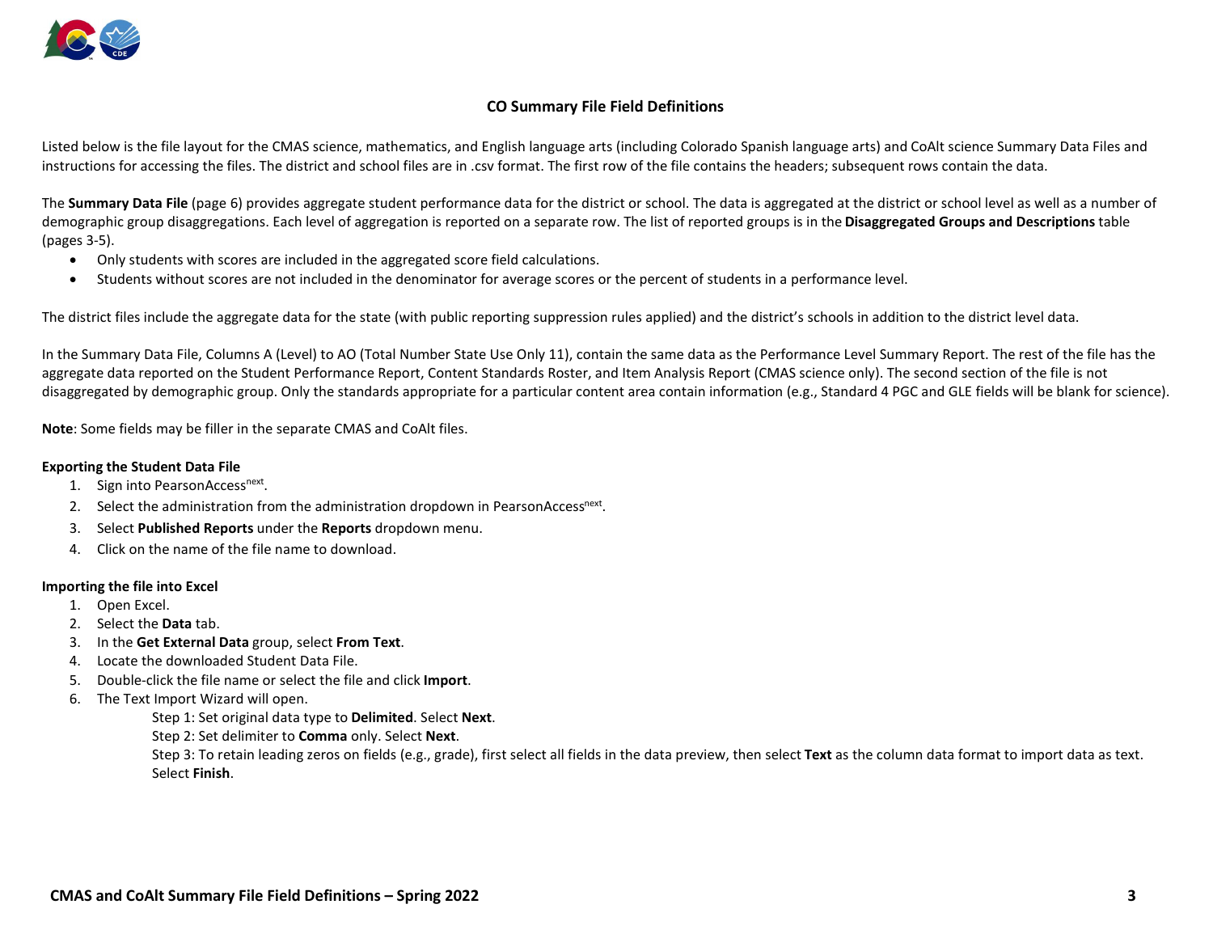## CO Summary File Field Definitions

Listed below is the file layout for the CMAS science, mathematics, and English language arts (including Colorado Spanish language arts) and CoAlt science Summary Data Files and instructions for accessing the files. The district and school files are in .csv format. The first row of the file contains the headers; subsequent rows contain the data.

The **Summary Data File** (page 6) provides aggregate student performance data for the district or school. The data is aggregated at the district or school level as well as a number of demographic group disaggregations. Each level of aggregation is reported on a separate row. The list of reported groups is in the **Disaggregated Groups and Descriptions** table (pages 3-5).

- Only students with scores are included in the aggregated score field calculations.
- Students without scores are not included in the denominator for average scores or the percent of students in a performance level.

The district files include the aggregate data for the state (with public reporting suppression rules applied) and the district's schools in addition to the district level data.

In the Summary Data File, Columns A (Level) to AO (Total Number State Use Only 11), contain the same data as the Performance Level Summary Report. The rest of the file has the aggregate data reported on the Student Performance Report, Content Standards Roster, and Item Analysis Report (CMAS science only). The second section of the file is not disaggregated by demographic group. Only the standards appropriate for a particular content area contain information (e.g., Standard 4 PGC and GLE fields will be blank for science).

**Note**: Some fields may be filler in the separate CMAS and CoAlt files.

**Exporting the Student Data File**

1. Sign into PearsonAccess^next^.
2. Select the administration from the administration dropdown in PearsonAccess^next^.
3. Select **Published Reports** under the **Reports** dropdown menu.
4. Click on the name of the file name to download.

**Importing the file into Excel**

1. Open Excel.
2. Select the **Data** tab.
3. In the **Get External Data** group, select **From Text**.
4. Locate the downloaded Student Data File.
5. Double-click the file name or select the file and click **Import**.
6. The Text Import Wizard will open.

   Step 1: Set original data type to **Delimited**. Select **Next**.

   Step 2: Set delimiter to **Comma** only. Select **Next**.

   Step 3: To retain leading zeros on fields (e.g., grade), first select all fields in the data preview, then select **Text** as the column data format to import data as text. Select **Finish**.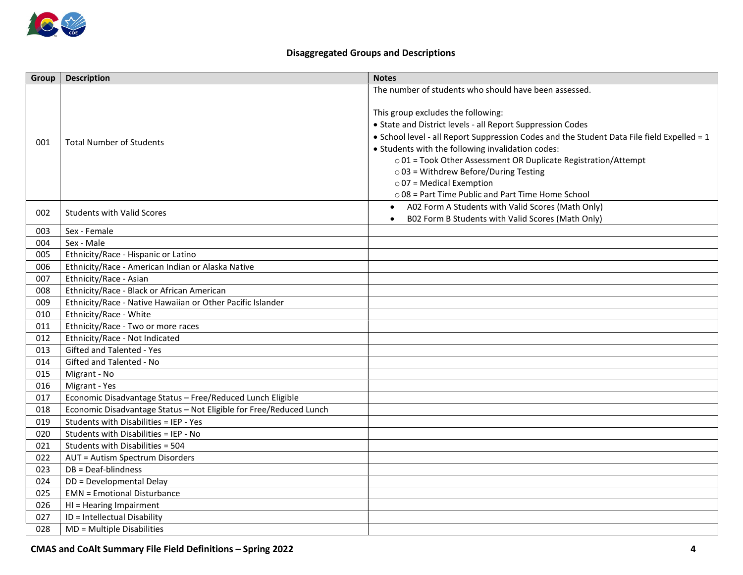## Disaggregated Groups and Descriptions

| Group | Description | Notes |
|---|---|---|
| 001 | Total Number of Students | The number of students who should have been assessed.<br><br>This group excludes the following:<br>• State and District levels - all Report Suppression Codes<br>• School level - all Report Suppression Codes and the Student Data File field Expelled = 1<br>• Students with the following invalidation codes:<br>○ 01 = Took Other Assessment OR Duplicate Registration/Attempt<br>○ 03 = Withdrew Before/During Testing<br>○ 07 = Medical Exemption<br>○ 08 = Part Time Public and Part Time Home School |
| 002 | Students with Valid Scores | • A02 Form A Students with Valid Scores (Math Only)<br>• B02 Form B Students with Valid Scores (Math Only) |
| 003 | Sex - Female | |
| 004 | Sex - Male | |
| 005 | Ethnicity/Race - Hispanic or Latino | |
| 006 | Ethnicity/Race - American Indian or Alaska Native | |
| 007 | Ethnicity/Race - Asian | |
| 008 | Ethnicity/Race - Black or African American | |
| 009 | Ethnicity/Race - Native Hawaiian or Other Pacific Islander | |
| 010 | Ethnicity/Race - White | |
| 011 | Ethnicity/Race - Two or more races | |
| 012 | Ethnicity/Race - Not Indicated | |
| 013 | Gifted and Talented - Yes | |
| 014 | Gifted and Talented - No | |
| 015 | Migrant - No | |
| 016 | Migrant - Yes | |
| 017 | Economic Disadvantage Status – Free/Reduced Lunch Eligible | |
| 018 | Economic Disadvantage Status – Not Eligible for Free/Reduced Lunch | |
| 019 | Students with Disabilities = IEP - Yes | |
| 020 | Students with Disabilities = IEP - No | |
| 021 | Students with Disabilities = 504 | |
| 022 | AUT = Autism Spectrum Disorders | |
| 023 | DB = Deaf-blindness | |
| 024 | DD = Developmental Delay | |
| 025 | EMN = Emotional Disturbance | |
| 026 | HI = Hearing Impairment | |
| 027 | ID = Intellectual Disability | |
| 028 | MD = Multiple Disabilities | |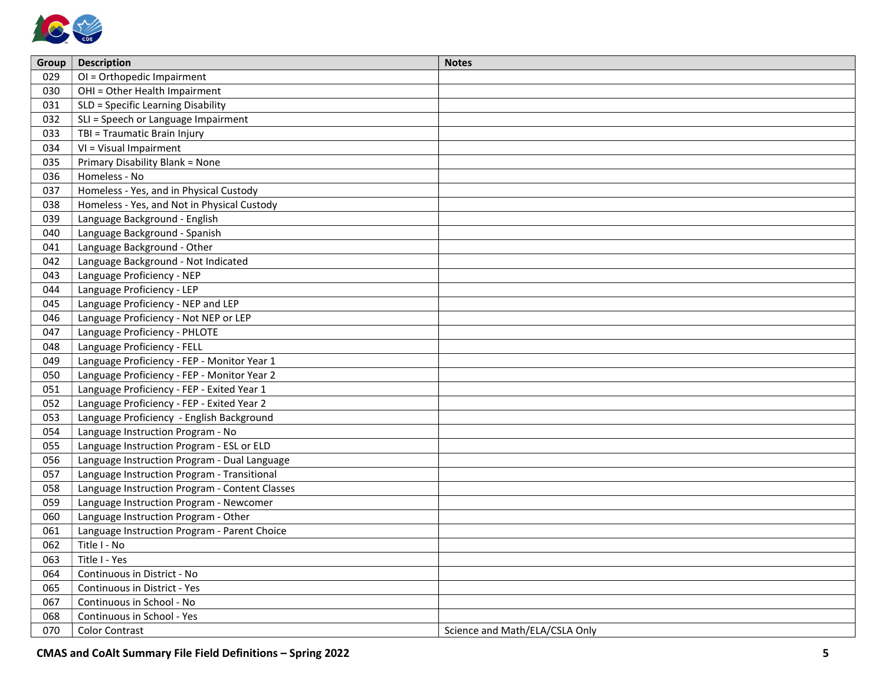| Group | Description | Notes |
| --- | --- | --- |
| 029 | OI = Orthopedic Impairment | |
| 030 | OHI = Other Health Impairment | |
| 031 | SLD = Specific Learning Disability | |
| 032 | SLI = Speech or Language Impairment | |
| 033 | TBI = Traumatic Brain Injury | |
| 034 | VI = Visual Impairment | |
| 035 | Primary Disability Blank = None | |
| 036 | Homeless - No | |
| 037 | Homeless - Yes, and in Physical Custody | |
| 038 | Homeless - Yes, and Not in Physical Custody | |
| 039 | Language Background - English | |
| 040 | Language Background - Spanish | |
| 041 | Language Background - Other | |
| 042 | Language Background - Not Indicated | |
| 043 | Language Proficiency - NEP | |
| 044 | Language Proficiency - LEP | |
| 045 | Language Proficiency - NEP and LEP | |
| 046 | Language Proficiency - Not NEP or LEP | |
| 047 | Language Proficiency - PHLOTE | |
| 048 | Language Proficiency - FELL | |
| 049 | Language Proficiency - FEP - Monitor Year 1 | |
| 050 | Language Proficiency - FEP - Monitor Year 2 | |
| 051 | Language Proficiency - FEP - Exited Year 1 | |
| 052 | Language Proficiency - FEP - Exited Year 2 | |
| 053 | Language Proficiency - English Background | |
| 054 | Language Instruction Program - No | |
| 055 | Language Instruction Program - ESL or ELD | |
| 056 | Language Instruction Program - Dual Language | |
| 057 | Language Instruction Program - Transitional | |
| 058 | Language Instruction Program - Content Classes | |
| 059 | Language Instruction Program - Newcomer | |
| 060 | Language Instruction Program - Other | |
| 061 | Language Instruction Program - Parent Choice | |
| 062 | Title I - No | |
| 063 | Title I - Yes | |
| 064 | Continuous in District - No | |
| 065 | Continuous in District - Yes | |
| 067 | Continuous in School - No | |
| 068 | Continuous in School - Yes | |
| 070 | Color Contrast | Science and Math/ELA/CSLA Only |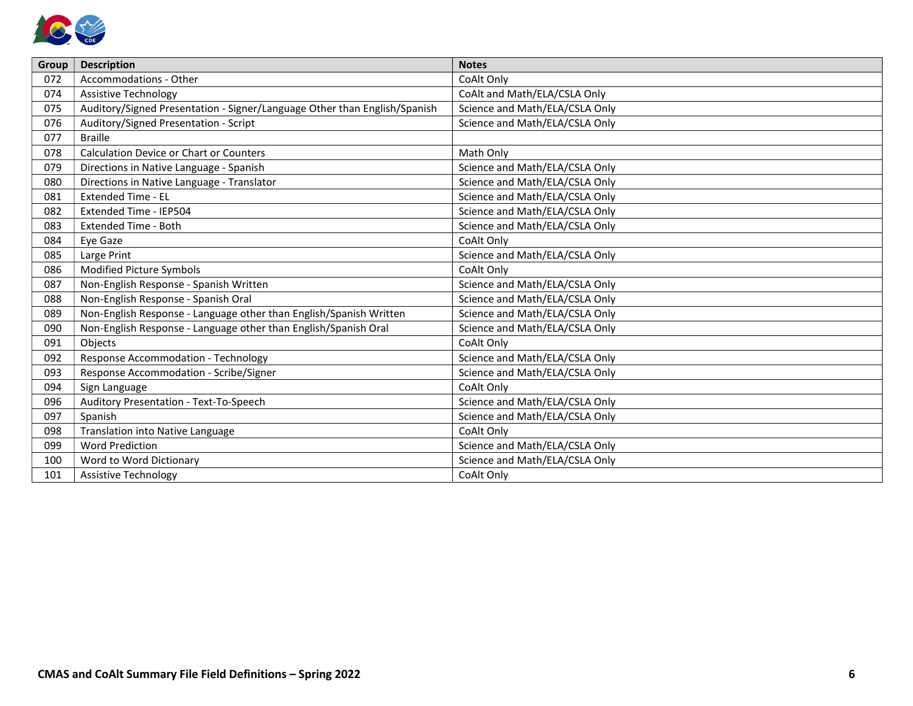| Group | Description | Notes |
|---|---|---|
| 072 | Accommodations - Other | CoAlt Only |
| 074 | Assistive Technology | CoAlt and Math/ELA/CSLA Only |
| 075 | Auditory/Signed Presentation - Signer/Language Other than English/Spanish | Science and Math/ELA/CSLA Only |
| 076 | Auditory/Signed Presentation - Script | Science and Math/ELA/CSLA Only |
| 077 | Braille | |
| 078 | Calculation Device or Chart or Counters | Math Only |
| 079 | Directions in Native Language - Spanish | Science and Math/ELA/CSLA Only |
| 080 | Directions in Native Language - Translator | Science and Math/ELA/CSLA Only |
| 081 | Extended Time - EL | Science and Math/ELA/CSLA Only |
| 082 | Extended Time - IEP504 | Science and Math/ELA/CSLA Only |
| 083 | Extended Time - Both | Science and Math/ELA/CSLA Only |
| 084 | Eye Gaze | CoAlt Only |
| 085 | Large Print | Science and Math/ELA/CSLA Only |
| 086 | Modified Picture Symbols | CoAlt Only |
| 087 | Non-English Response - Spanish Written | Science and Math/ELA/CSLA Only |
| 088 | Non-English Response - Spanish Oral | Science and Math/ELA/CSLA Only |
| 089 | Non-English Response - Language other than English/Spanish Written | Science and Math/ELA/CSLA Only |
| 090 | Non-English Response - Language other than English/Spanish Oral | Science and Math/ELA/CSLA Only |
| 091 | Objects | CoAlt Only |
| 092 | Response Accommodation - Technology | Science and Math/ELA/CSLA Only |
| 093 | Response Accommodation - Scribe/Signer | Science and Math/ELA/CSLA Only |
| 094 | Sign Language | CoAlt Only |
| 096 | Auditory Presentation - Text-To-Speech | Science and Math/ELA/CSLA Only |
| 097 | Spanish | Science and Math/ELA/CSLA Only |
| 098 | Translation into Native Language | CoAlt Only |
| 099 | Word Prediction | Science and Math/ELA/CSLA Only |
| 100 | Word to Word Dictionary | Science and Math/ELA/CSLA Only |
| 101 | Assistive Technology | CoAlt Only |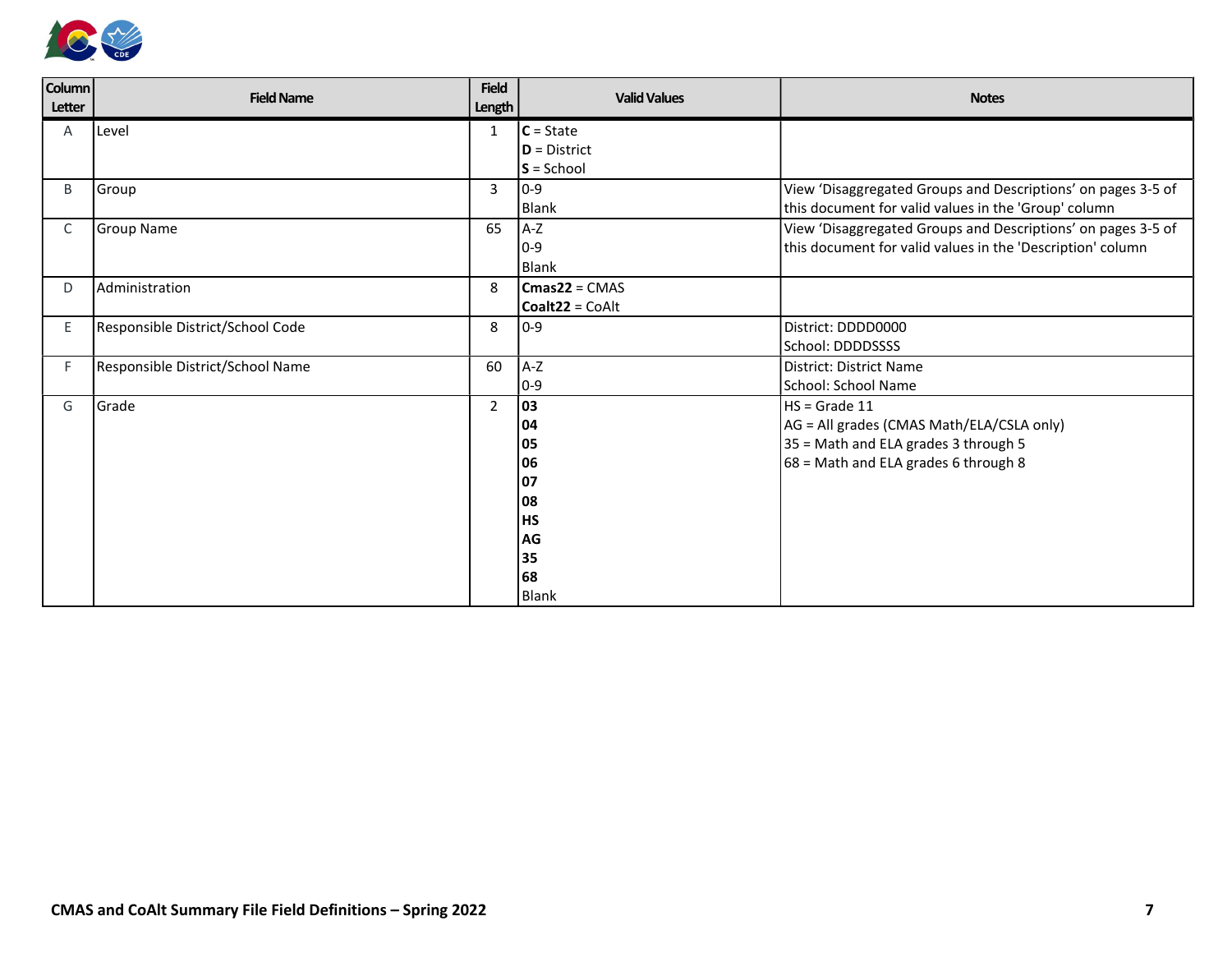| Column Letter | Field Name | Field Length | Valid Values | Notes |
|---|---|---|---|---|
| A | Level | 1 | **C** = State<br>**D** = District<br>**S** = School | |
| B | Group | 3 | 0-9<br>Blank | View 'Disaggregated Groups and Descriptions' on pages 3-5 of this document for valid values in the 'Group' column |
| C | Group Name | 65 | A-Z<br>0-9<br>Blank | View 'Disaggregated Groups and Descriptions' on pages 3-5 of this document for valid values in the 'Description' column |
| D | Administration | 8 | **Cmas22** = CMAS<br>**Coalt22** = CoAlt | |
| E | Responsible District/School Code | 8 | 0-9 | District: DDDD0000<br>School: DDDDSSSS |
| F | Responsible District/School Name | 60 | A-Z<br>0-9 | District: District Name<br>School: School Name |
| G | Grade | 2 | **03**<br>**04**<br>**05**<br>**06**<br>**07**<br>**08**<br>**HS**<br>**AG**<br>**35**<br>**68**<br>Blank | HS = Grade 11<br>AG = All grades (CMAS Math/ELA/CSLA only)<br>35 = Math and ELA grades 3 through 5<br>68 = Math and ELA grades 6 through 8 |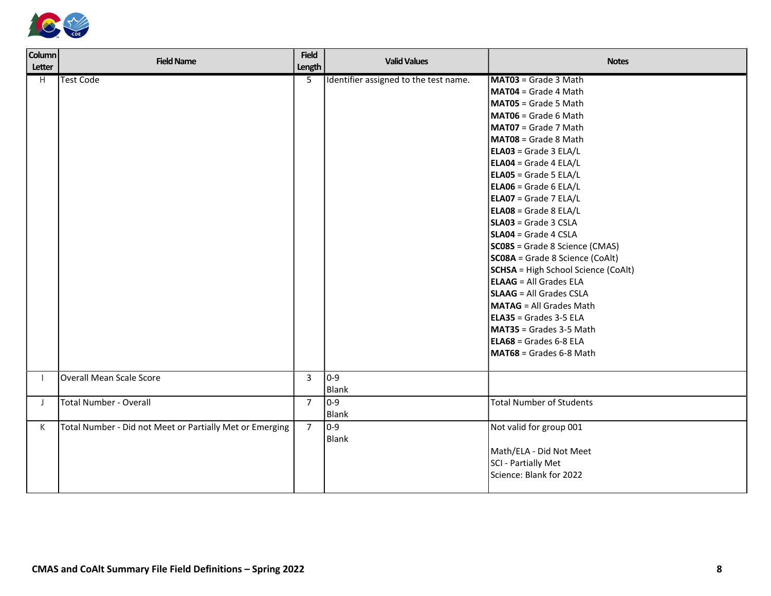| Column Letter | Field Name | Field Length | Valid Values | Notes |
|---|---|---|---|---|
| H | Test Code | 5 | Identifier assigned to the test name. | **MAT03** = Grade 3 Math<br>**MAT04** = Grade 4 Math<br>**MAT05** = Grade 5 Math<br>**MAT06** = Grade 6 Math<br>**MAT07** = Grade 7 Math<br>**MAT08** = Grade 8 Math<br>**ELA03** = Grade 3 ELA/L<br>**ELA04** = Grade 4 ELA/L<br>**ELA05** = Grade 5 ELA/L<br>**ELA06** = Grade 6 ELA/L<br>**ELA07** = Grade 7 ELA/L<br>**ELA08** = Grade 8 ELA/L<br>**SLA03** = Grade 3 CSLA<br>**SLA04** = Grade 4 CSLA<br>**SC08S** = Grade 8 Science (CMAS)<br>**SC08A** = Grade 8 Science (CoAlt)<br>**SCHSA** = High School Science (CoAlt)<br>**ELAAG** = All Grades ELA<br>**SLAAG** = All Grades CSLA<br>**MATAG** = All Grades Math<br>**ELA35** = Grades 3-5 ELA<br>**MAT35** = Grades 3-5 Math<br>**ELA68** = Grades 6-8 ELA<br>**MAT68** = Grades 6-8 Math |
| I | Overall Mean Scale Score | 3 | 0-9<br>Blank | |
| J | Total Number - Overall | 7 | 0-9<br>Blank | Total Number of Students |
| K | Total Number - Did not Meet or Partially Met or Emerging | 7 | 0-9<br>Blank | Not valid for group 001<br><br>Math/ELA - Did Not Meet<br>SCI - Partially Met<br>Science: Blank for 2022 |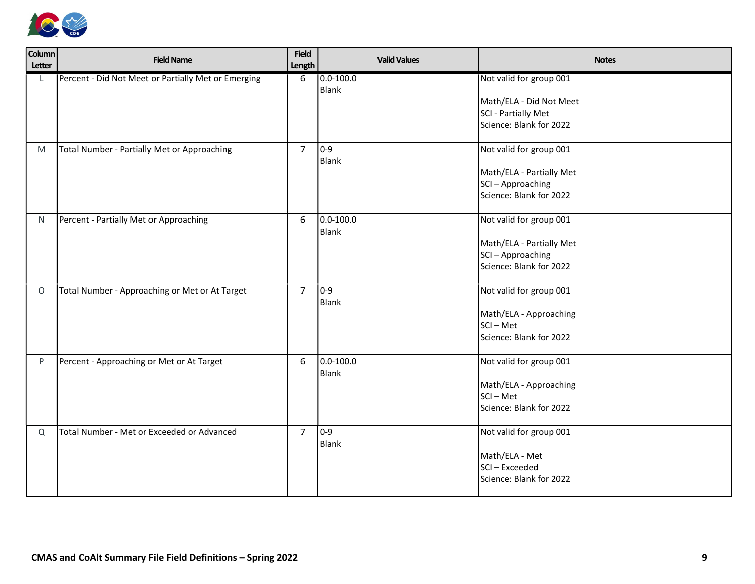| Column Letter | Field Name | Field Length | Valid Values | Notes |
|---|---|---|---|---|
| L | Percent - Did Not Meet or Partially Met or Emerging | 6 | 0.0-100.0<br>Blank | Not valid for group 001<br><br>Math/ELA - Did Not Meet<br>SCI - Partially Met<br>Science: Blank for 2022 |
| M | Total Number - Partially Met or Approaching | 7 | 0-9<br>Blank | Not valid for group 001<br><br>Math/ELA - Partially Met<br>SCI – Approaching<br>Science: Blank for 2022 |
| N | Percent - Partially Met or Approaching | 6 | 0.0-100.0<br>Blank | Not valid for group 001<br><br>Math/ELA - Partially Met<br>SCI – Approaching<br>Science: Blank for 2022 |
| O | Total Number - Approaching or Met or At Target | 7 | 0-9<br>Blank | Not valid for group 001<br><br>Math/ELA - Approaching<br>SCI – Met<br>Science: Blank for 2022 |
| P | Percent - Approaching or Met or At Target | 6 | 0.0-100.0<br>Blank | Not valid for group 001<br><br>Math/ELA - Approaching<br>SCI – Met<br>Science: Blank for 2022 |
| Q | Total Number - Met or Exceeded or Advanced | 7 | 0-9<br>Blank | Not valid for group 001<br><br>Math/ELA - Met<br>SCI – Exceeded<br>Science: Blank for 2022 |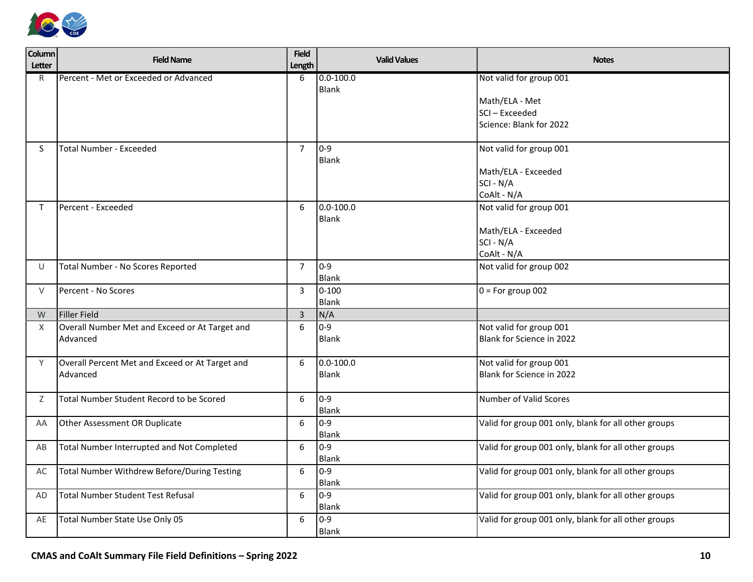| Column Letter | Field Name | Field Length | Valid Values | Notes |
|---|---|---|---|---|
| R | Percent - Met or Exceeded or Advanced | 6 | 0.0-100.0<br>Blank | Not valid for group 001<br><br>Math/ELA - Met<br>SCI – Exceeded<br>Science: Blank for 2022 |
| S | Total Number - Exceeded | 7 | 0-9<br>Blank | Not valid for group 001<br><br>Math/ELA - Exceeded<br>SCI - N/A<br>CoAlt - N/A |
| T | Percent - Exceeded | 6 | 0.0-100.0<br>Blank | Not valid for group 001<br><br>Math/ELA - Exceeded<br>SCI - N/A<br>CoAlt - N/A |
| U | Total Number - No Scores Reported | 7 | 0-9<br>Blank | Not valid for group 002 |
| V | Percent - No Scores | 3 | 0-100<br>Blank | 0 = For group 002 |
| W | Filler Field | 3 | N/A | |
| X | Overall Number Met and Exceed or At Target and Advanced | 6 | 0-9<br>Blank | Not valid for group 001<br>Blank for Science in 2022 |
| Y | Overall Percent Met and Exceed or At Target and Advanced | 6 | 0.0-100.0<br>Blank | Not valid for group 001<br>Blank for Science in 2022 |
| Z | Total Number Student Record to be Scored | 6 | 0-9<br>Blank | Number of Valid Scores |
| AA | Other Assessment OR Duplicate | 6 | 0-9<br>Blank | Valid for group 001 only, blank for all other groups |
| AB | Total Number Interrupted and Not Completed | 6 | 0-9<br>Blank | Valid for group 001 only, blank for all other groups |
| AC | Total Number Withdrew Before/During Testing | 6 | 0-9<br>Blank | Valid for group 001 only, blank for all other groups |
| AD | Total Number Student Test Refusal | 6 | 0-9<br>Blank | Valid for group 001 only, blank for all other groups |
| AE | Total Number State Use Only 05 | 6 | 0-9<br>Blank | Valid for group 001 only, blank for all other groups |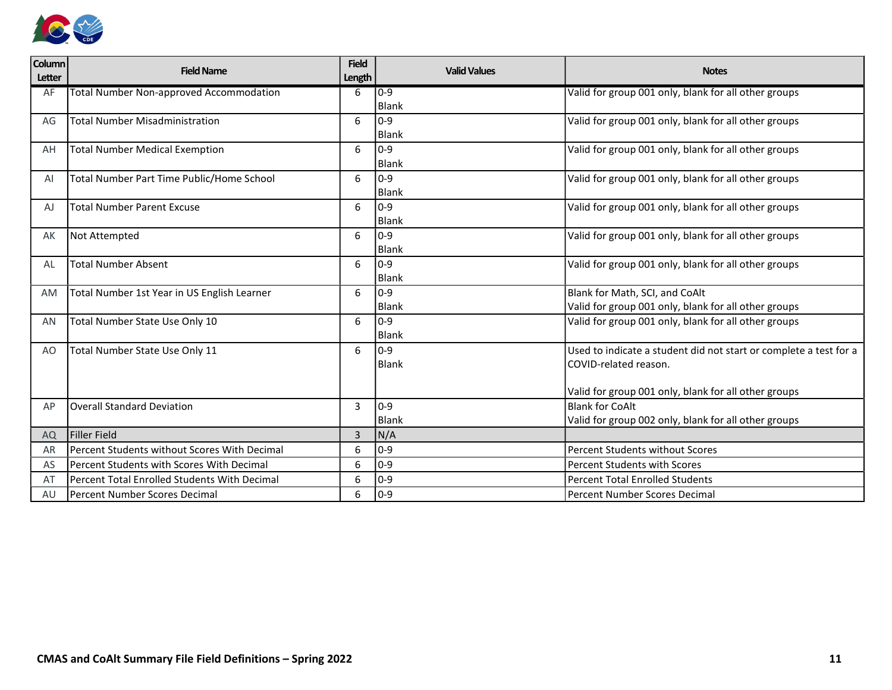| Column Letter | Field Name | Field Length | Valid Values | Notes |
|---|---|---|---|---|
| AF | Total Number Non-approved Accommodation | 6 | 0-9<br>Blank | Valid for group 001 only, blank for all other groups |
| AG | Total Number Misadministration | 6 | 0-9<br>Blank | Valid for group 001 only, blank for all other groups |
| AH | Total Number Medical Exemption | 6 | 0-9<br>Blank | Valid for group 001 only, blank for all other groups |
| AI | Total Number Part Time Public/Home School | 6 | 0-9<br>Blank | Valid for group 001 only, blank for all other groups |
| AJ | Total Number Parent Excuse | 6 | 0-9<br>Blank | Valid for group 001 only, blank for all other groups |
| AK | Not Attempted | 6 | 0-9<br>Blank | Valid for group 001 only, blank for all other groups |
| AL | Total Number Absent | 6 | 0-9<br>Blank | Valid for group 001 only, blank for all other groups |
| AM | Total Number 1st Year in US English Learner | 6 | 0-9<br>Blank | Blank for Math, SCI, and CoAlt<br>Valid for group 001 only, blank for all other groups |
| AN | Total Number State Use Only 10 | 6 | 0-9<br>Blank | Valid for group 001 only, blank for all other groups |
| AO | Total Number State Use Only 11 | 6 | 0-9<br>Blank | Used to indicate a student did not start or complete a test for a COVID-related reason.<br><br>Valid for group 001 only, blank for all other groups |
| AP | Overall Standard Deviation | 3 | 0-9<br>Blank | Blank for CoAlt<br>Valid for group 002 only, blank for all other groups |
| AQ | Filler Field | 3 | N/A | |
| AR | Percent Students without Scores With Decimal | 6 | 0-9 | Percent Students without Scores |
| AS | Percent Students with Scores With Decimal | 6 | 0-9 | Percent Students with Scores |
| AT | Percent Total Enrolled Students With Decimal | 6 | 0-9 | Percent Total Enrolled Students |
| AU | Percent Number Scores Decimal | 6 | 0-9 | Percent Number Scores Decimal |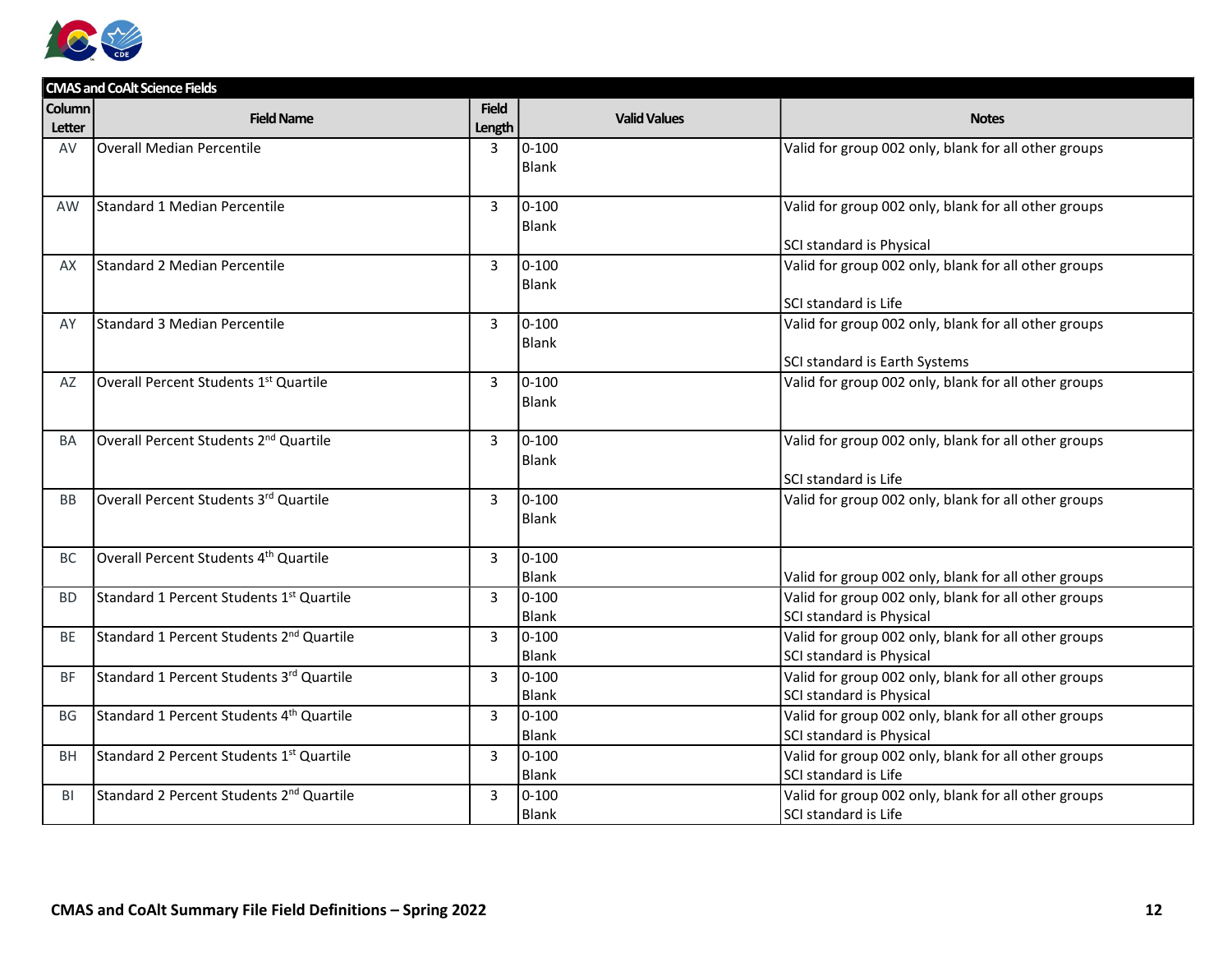| CMAS and CoAlt Science Fields | | | | |
|---|---|---|---|---|
| **Column Letter** | **Field Name** | **Field Length** | **Valid Values** | **Notes** |
| AV | Overall Median Percentile | 3 | 0-100<br>Blank | Valid for group 002 only, blank for all other groups |
| AW | Standard 1 Median Percentile | 3 | 0-100<br>Blank | Valid for group 002 only, blank for all other groups<br><br>SCI standard is Physical |
| AX | Standard 2 Median Percentile | 3 | 0-100<br>Blank | Valid for group 002 only, blank for all other groups<br><br>SCI standard is Life |
| AY | Standard 3 Median Percentile | 3 | 0-100<br>Blank | Valid for group 002 only, blank for all other groups<br><br>SCI standard is Earth Systems |
| AZ | Overall Percent Students 1st Quartile | 3 | 0-100<br>Blank | Valid for group 002 only, blank for all other groups |
| BA | Overall Percent Students 2nd Quartile | 3 | 0-100<br>Blank | Valid for group 002 only, blank for all other groups<br><br>SCI standard is Life |
| BB | Overall Percent Students 3rd Quartile | 3 | 0-100<br>Blank | Valid for group 002 only, blank for all other groups |
| BC | Overall Percent Students 4th Quartile | 3 | 0-100<br>Blank | Valid for group 002 only, blank for all other groups |
| BD | Standard 1 Percent Students 1st Quartile | 3 | 0-100<br>Blank | Valid for group 002 only, blank for all other groups<br>SCI standard is Physical |
| BE | Standard 1 Percent Students 2nd Quartile | 3 | 0-100<br>Blank | Valid for group 002 only, blank for all other groups<br>SCI standard is Physical |
| BF | Standard 1 Percent Students 3rd Quartile | 3 | 0-100<br>Blank | Valid for group 002 only, blank for all other groups<br>SCI standard is Physical |
| BG | Standard 1 Percent Students 4th Quartile | 3 | 0-100<br>Blank | Valid for group 002 only, blank for all other groups<br>SCI standard is Physical |
| BH | Standard 2 Percent Students 1st Quartile | 3 | 0-100<br>Blank | Valid for group 002 only, blank for all other groups<br>SCI standard is Life |
| BI | Standard 2 Percent Students 2nd Quartile | 3 | 0-100<br>Blank | Valid for group 002 only, blank for all other groups<br>SCI standard is Life |

**CMAS and CoAlt Summary File Field Definitions – Spring 2022**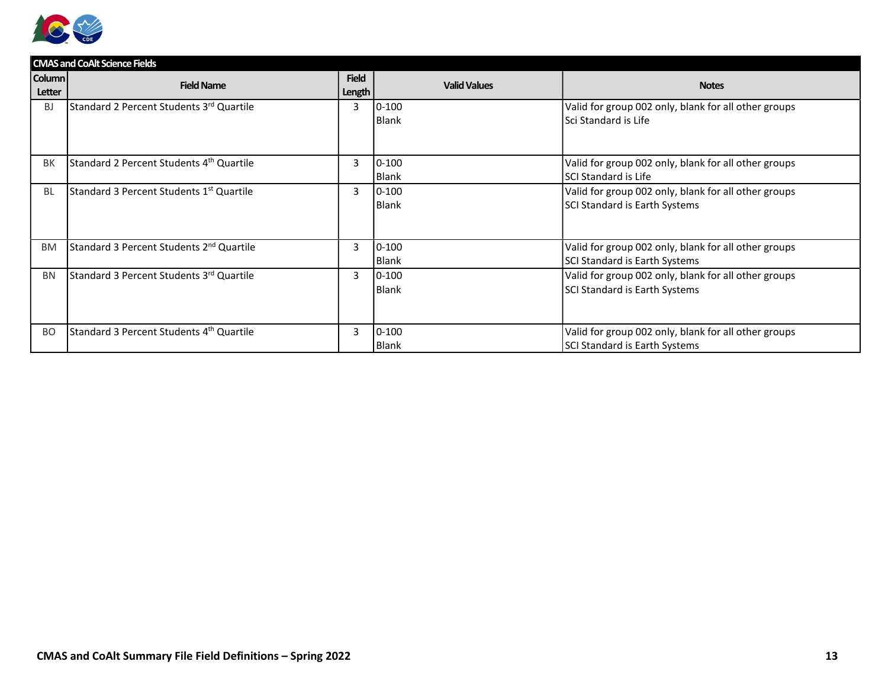| CMAS and CoAlt Science Fields | | | | |
|---|---|---|---|---|
| Column Letter | Field Name | Field Length | Valid Values | Notes |
| BJ | Standard 2 Percent Students 3rd Quartile | 3 | 0-100<br>Blank | Valid for group 002 only, blank for all other groups<br>Sci Standard is Life |
| BK | Standard 2 Percent Students 4th Quartile | 3 | 0-100<br>Blank | Valid for group 002 only, blank for all other groups<br>SCI Standard is Life |
| BL | Standard 3 Percent Students 1st Quartile | 3 | 0-100<br>Blank | Valid for group 002 only, blank for all other groups<br>SCI Standard is Earth Systems |
| BM | Standard 3 Percent Students 2nd Quartile | 3 | 0-100<br>Blank | Valid for group 002 only, blank for all other groups<br>SCI Standard is Earth Systems |
| BN | Standard 3 Percent Students 3rd Quartile | 3 | 0-100<br>Blank | Valid for group 002 only, blank for all other groups<br>SCI Standard is Earth Systems |
| BO | Standard 3 Percent Students 4th Quartile | 3 | 0-100<br>Blank | Valid for group 002 only, blank for all other groups<br>SCI Standard is Earth Systems |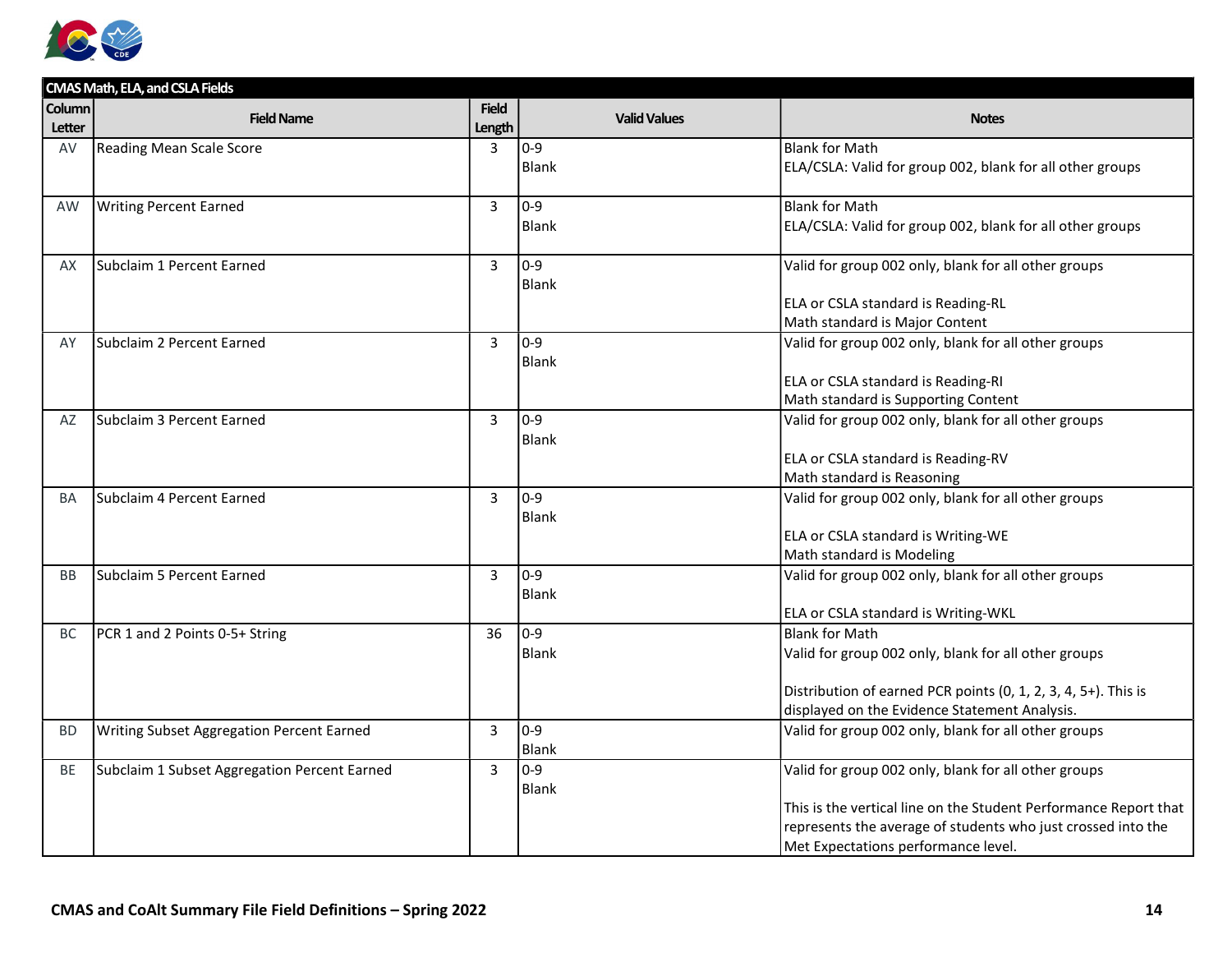| CMAS Math, ELA, and CSLA Fields | | | | |
|---|---|---|---|---|
| Column Letter | Field Name | Field Length | Valid Values | Notes |
| AV | Reading Mean Scale Score | 3 | 0-9<br>Blank | Blank for Math<br>ELA/CSLA: Valid for group 002, blank for all other groups |
| AW | Writing Percent Earned | 3 | 0-9<br>Blank | Blank for Math<br>ELA/CSLA: Valid for group 002, blank for all other groups |
| AX | Subclaim 1 Percent Earned | 3 | 0-9<br>Blank | Valid for group 002 only, blank for all other groups<br><br>ELA or CSLA standard is Reading-RL<br>Math standard is Major Content |
| AY | Subclaim 2 Percent Earned | 3 | 0-9<br>Blank | Valid for group 002 only, blank for all other groups<br><br>ELA or CSLA standard is Reading-RI<br>Math standard is Supporting Content |
| AZ | Subclaim 3 Percent Earned | 3 | 0-9<br>Blank | Valid for group 002 only, blank for all other groups<br><br>ELA or CSLA standard is Reading-RV<br>Math standard is Reasoning |
| BA | Subclaim 4 Percent Earned | 3 | 0-9<br>Blank | Valid for group 002 only, blank for all other groups<br><br>ELA or CSLA standard is Writing-WE<br>Math standard is Modeling |
| BB | Subclaim 5 Percent Earned | 3 | 0-9<br>Blank | Valid for group 002 only, blank for all other groups<br><br>ELA or CSLA standard is Writing-WKL |
| BC | PCR 1 and 2 Points 0-5+ String | 36 | 0-9<br>Blank | Blank for Math<br>Valid for group 002 only, blank for all other groups<br><br>Distribution of earned PCR points (0, 1, 2, 3, 4, 5+). This is displayed on the Evidence Statement Analysis. |
| BD | Writing Subset Aggregation Percent Earned | 3 | 0-9<br>Blank | Valid for group 002 only, blank for all other groups |
| BE | Subclaim 1 Subset Aggregation Percent Earned | 3 | 0-9<br>Blank | Valid for group 002 only, blank for all other groups<br><br>This is the vertical line on the Student Performance Report that represents the average of students who just crossed into the Met Expectations performance level. |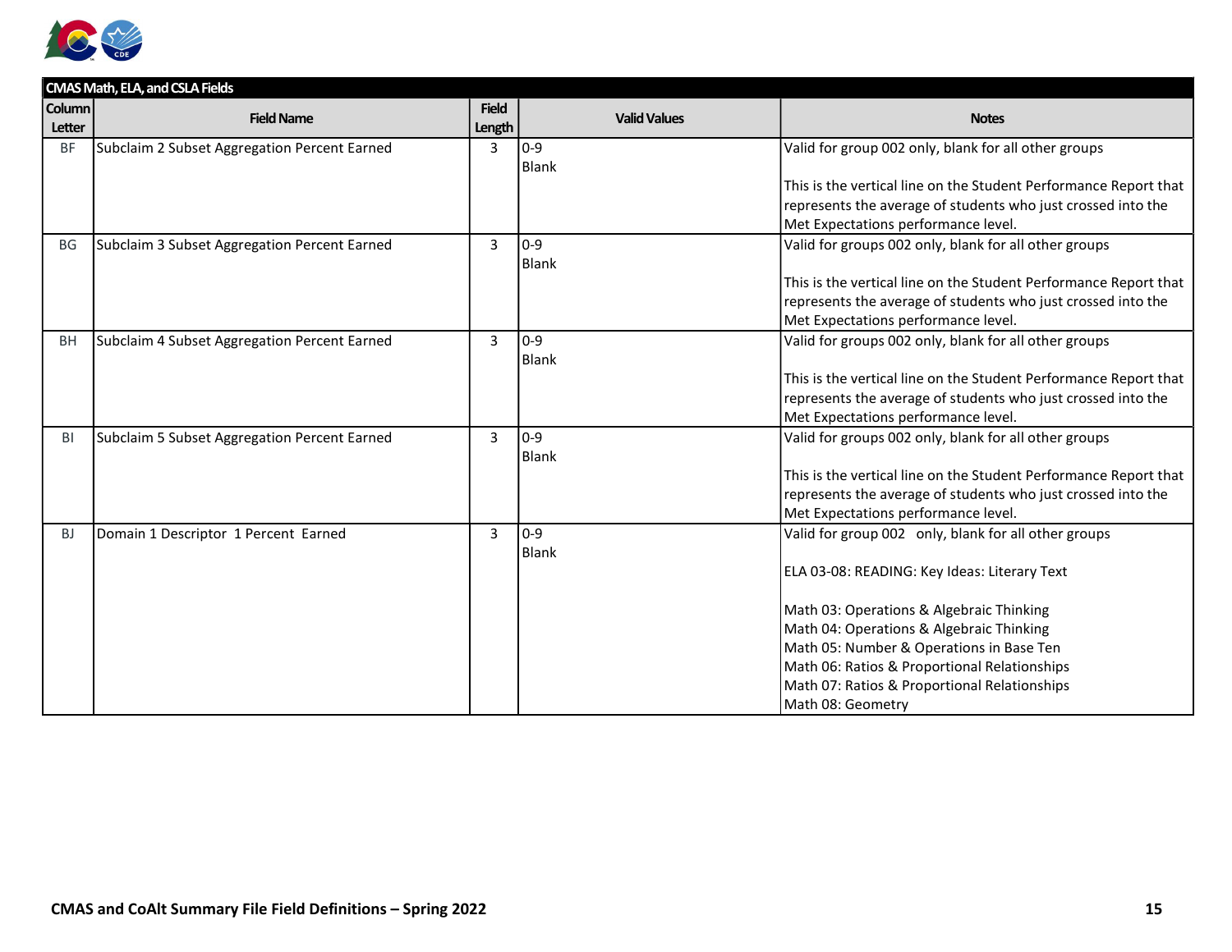| CMAS Math, ELA, and CSLA Fields | | | | |
|---|---|---|---|---|
| **Column Letter** | **Field Name** | **Field Length** | **Valid Values** | **Notes** |
| BF | Subclaim 2 Subset Aggregation Percent Earned | 3 | 0-9<br>Blank | Valid for group 002 only, blank for all other groups<br><br>This is the vertical line on the Student Performance Report that represents the average of students who just crossed into the Met Expectations performance level. |
| BG | Subclaim 3 Subset Aggregation Percent Earned | 3 | 0-9<br>Blank | Valid for groups 002 only, blank for all other groups<br><br>This is the vertical line on the Student Performance Report that represents the average of students who just crossed into the Met Expectations performance level. |
| BH | Subclaim 4 Subset Aggregation Percent Earned | 3 | 0-9<br>Blank | Valid for groups 002 only, blank for all other groups<br><br>This is the vertical line on the Student Performance Report that represents the average of students who just crossed into the Met Expectations performance level. |
| BI | Subclaim 5 Subset Aggregation Percent Earned | 3 | 0-9<br>Blank | Valid for groups 002 only, blank for all other groups<br><br>This is the vertical line on the Student Performance Report that represents the average of students who just crossed into the Met Expectations performance level. |
| BJ | Domain 1 Descriptor 1 Percent Earned | 3 | 0-9<br>Blank | Valid for group 002 only, blank for all other groups<br><br>ELA 03-08: READING: Key Ideas: Literary Text<br><br>Math 03: Operations & Algebraic Thinking<br>Math 04: Operations & Algebraic Thinking<br>Math 05: Number & Operations in Base Ten<br>Math 06: Ratios & Proportional Relationships<br>Math 07: Ratios & Proportional Relationships<br>Math 08: Geometry |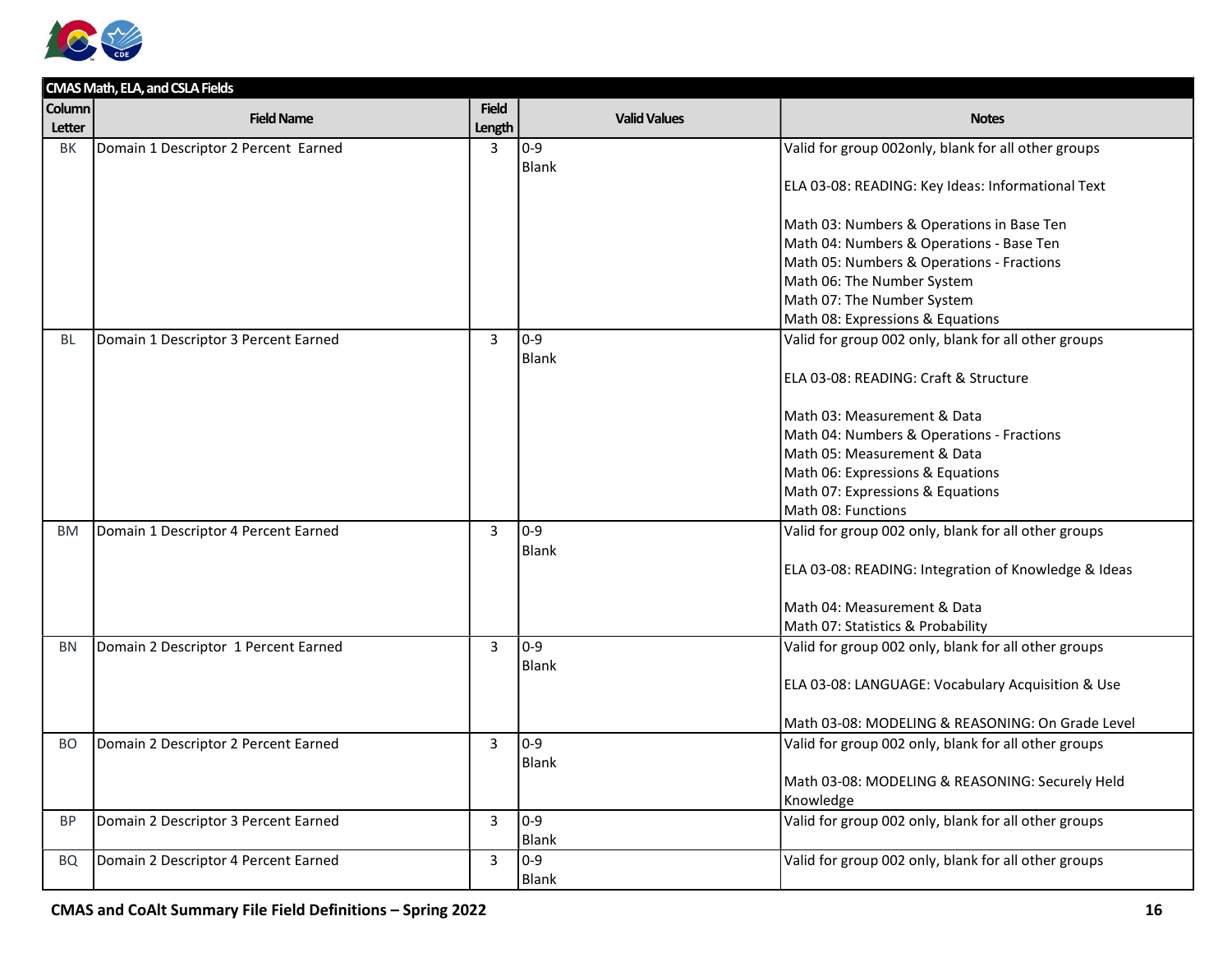| CMAS Math, ELA, and CSLA Fields | | | | |
|---|---|---|---|---|
| **Column Letter** | **Field Name** | **Field Length** | **Valid Values** | **Notes** |
| BK | Domain 1 Descriptor 2 Percent Earned | 3 | 0-9<br>Blank | Valid for group 002only, blank for all other groups<br><br>ELA 03-08: READING: Key Ideas: Informational Text<br><br>Math 03: Numbers & Operations in Base Ten<br>Math 04: Numbers & Operations - Base Ten<br>Math 05: Numbers & Operations - Fractions<br>Math 06: The Number System<br>Math 07: The Number System<br>Math 08: Expressions & Equations |
| BL | Domain 1 Descriptor 3 Percent Earned | 3 | 0-9<br>Blank | Valid for group 002 only, blank for all other groups<br><br>ELA 03-08: READING: Craft & Structure<br><br>Math 03: Measurement & Data<br>Math 04: Numbers & Operations - Fractions<br>Math 05: Measurement & Data<br>Math 06: Expressions & Equations<br>Math 07: Expressions & Equations<br>Math 08: Functions |
| BM | Domain 1 Descriptor 4 Percent Earned | 3 | 0-9<br>Blank | Valid for group 002 only, blank for all other groups<br><br>ELA 03-08: READING: Integration of Knowledge & Ideas<br><br>Math 04: Measurement & Data<br>Math 07: Statistics & Probability |
| BN | Domain 2 Descriptor 1 Percent Earned | 3 | 0-9<br>Blank | Valid for group 002 only, blank for all other groups<br><br>ELA 03-08: LANGUAGE: Vocabulary Acquisition & Use<br><br>Math 03-08: MODELING & REASONING: On Grade Level |
| BO | Domain 2 Descriptor 2 Percent Earned | 3 | 0-9<br>Blank | Valid for group 002 only, blank for all other groups<br><br>Math 03-08: MODELING & REASONING: Securely Held Knowledge |
| BP | Domain 2 Descriptor 3 Percent Earned | 3 | 0-9<br>Blank | Valid for group 002 only, blank for all other groups |
| BQ | Domain 2 Descriptor 4 Percent Earned | 3 | 0-9<br>Blank | Valid for group 002 only, blank for all other groups |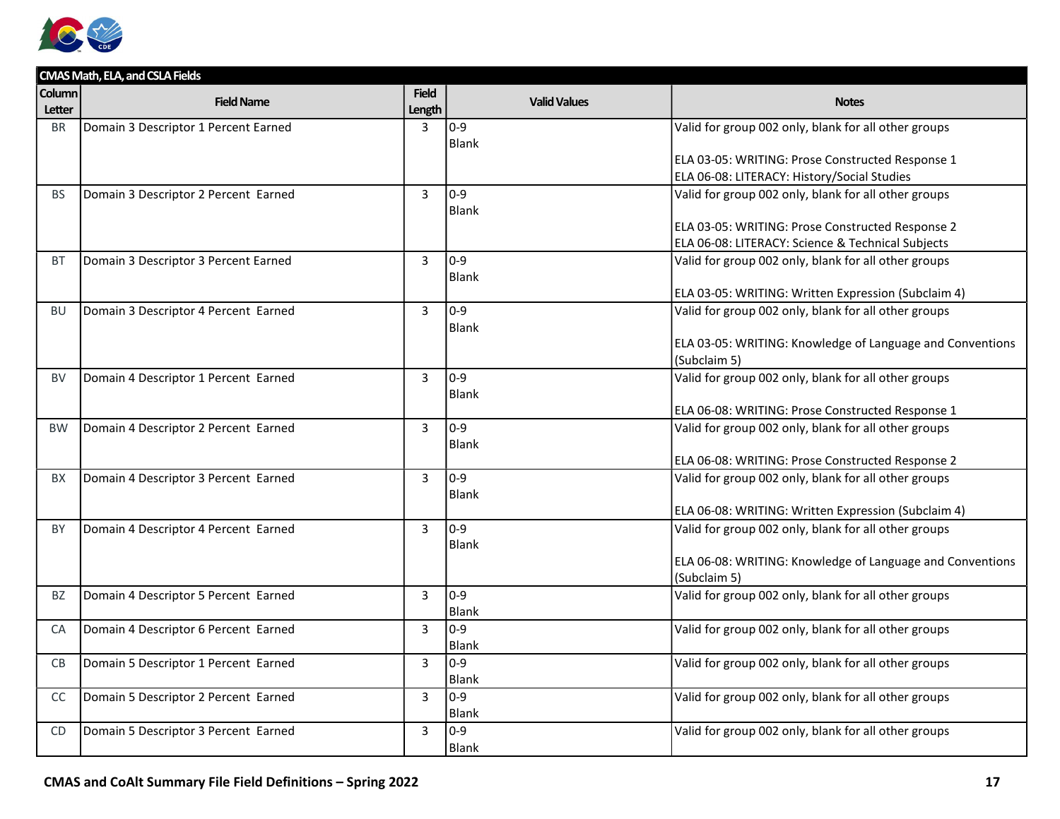| CMAS Math, ELA, and CSLA Fields | | | | |
|---|---|---|---|---|
| **Column Letter** | **Field Name** | **Field Length** | **Valid Values** | **Notes** |
| BR | Domain 3 Descriptor 1 Percent Earned | 3 | 0-9<br>Blank | Valid for group 002 only, blank for all other groups<br><br>ELA 03-05: WRITING: Prose Constructed Response 1<br>ELA 06-08: LITERACY: History/Social Studies |
| BS | Domain 3 Descriptor 2 Percent Earned | 3 | 0-9<br>Blank | Valid for group 002 only, blank for all other groups<br><br>ELA 03-05: WRITING: Prose Constructed Response 2<br>ELA 06-08: LITERACY: Science & Technical Subjects |
| BT | Domain 3 Descriptor 3 Percent Earned | 3 | 0-9<br>Blank | Valid for group 002 only, blank for all other groups<br><br>ELA 03-05: WRITING: Written Expression (Subclaim 4) |
| BU | Domain 3 Descriptor 4 Percent Earned | 3 | 0-9<br>Blank | Valid for group 002 only, blank for all other groups<br><br>ELA 03-05: WRITING: Knowledge of Language and Conventions (Subclaim 5) |
| BV | Domain 4 Descriptor 1 Percent Earned | 3 | 0-9<br>Blank | Valid for group 002 only, blank for all other groups<br><br>ELA 06-08: WRITING: Prose Constructed Response 1 |
| BW | Domain 4 Descriptor 2 Percent Earned | 3 | 0-9<br>Blank | Valid for group 002 only, blank for all other groups<br><br>ELA 06-08: WRITING: Prose Constructed Response 2 |
| BX | Domain 4 Descriptor 3 Percent Earned | 3 | 0-9<br>Blank | Valid for group 002 only, blank for all other groups<br><br>ELA 06-08: WRITING: Written Expression (Subclaim 4) |
| BY | Domain 4 Descriptor 4 Percent Earned | 3 | 0-9<br>Blank | Valid for group 002 only, blank for all other groups<br><br>ELA 06-08: WRITING: Knowledge of Language and Conventions (Subclaim 5) |
| BZ | Domain 4 Descriptor 5 Percent Earned | 3 | 0-9<br>Blank | Valid for group 002 only, blank for all other groups |
| CA | Domain 4 Descriptor 6 Percent Earned | 3 | 0-9<br>Blank | Valid for group 002 only, blank for all other groups |
| CB | Domain 5 Descriptor 1 Percent Earned | 3 | 0-9<br>Blank | Valid for group 002 only, blank for all other groups |
| CC | Domain 5 Descriptor 2 Percent Earned | 3 | 0-9<br>Blank | Valid for group 002 only, blank for all other groups |
| CD | Domain 5 Descriptor 3 Percent Earned | 3 | 0-9<br>Blank | Valid for group 002 only, blank for all other groups |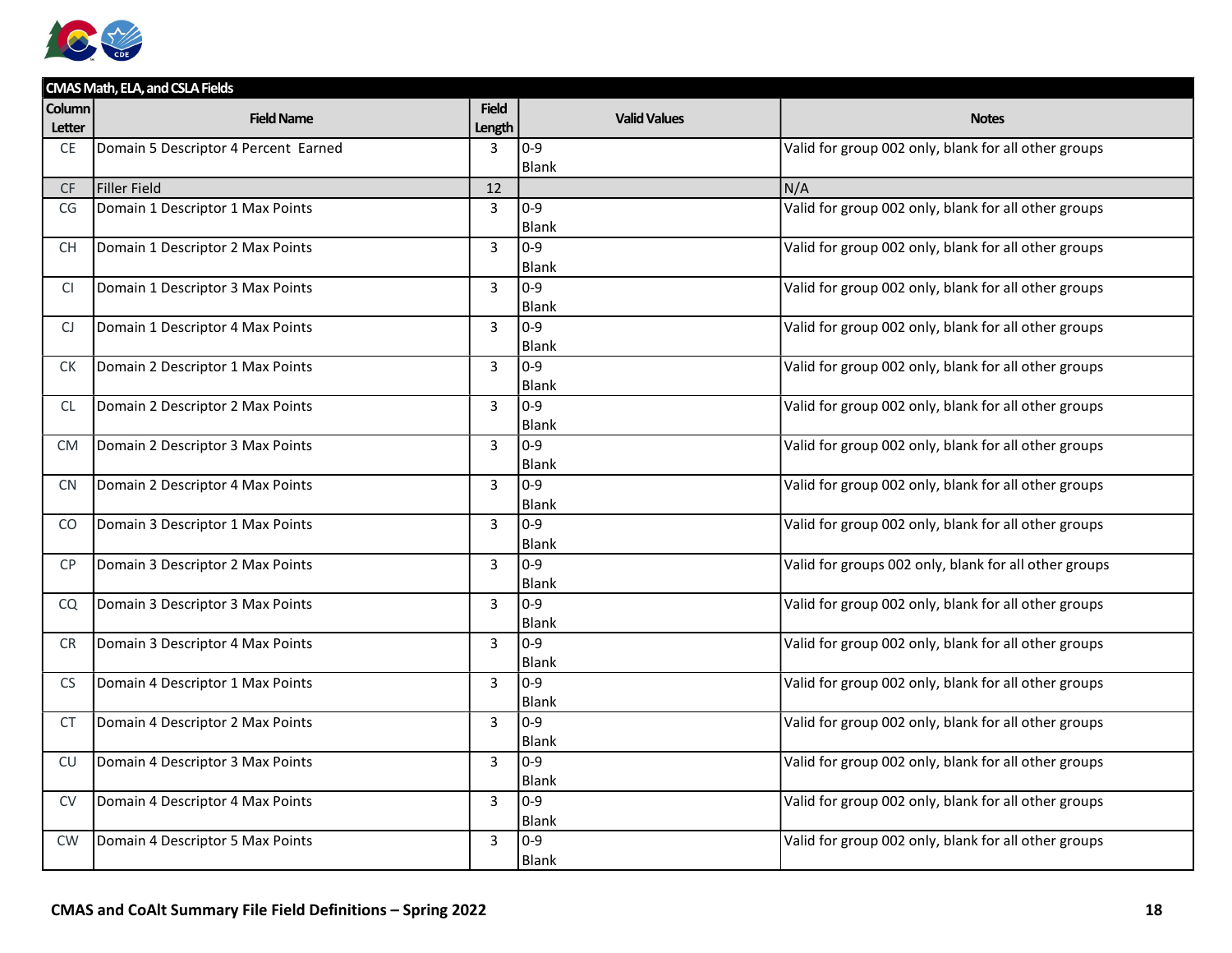| CMAS Math, ELA, and CSLA Fields | | | | |
|---|---|---|---|---|
| Column Letter | Field Name | Field Length | Valid Values | Notes |
| CE | Domain 5 Descriptor 4 Percent Earned | 3 | 0-9<br>Blank | Valid for group 002 only, blank for all other groups |
| CF | Filler Field | 12 | | N/A |
| CG | Domain 1 Descriptor 1 Max Points | 3 | 0-9<br>Blank | Valid for group 002 only, blank for all other groups |
| CH | Domain 1 Descriptor 2 Max Points | 3 | 0-9<br>Blank | Valid for group 002 only, blank for all other groups |
| CI | Domain 1 Descriptor 3 Max Points | 3 | 0-9<br>Blank | Valid for group 002 only, blank for all other groups |
| CJ | Domain 1 Descriptor 4 Max Points | 3 | 0-9<br>Blank | Valid for group 002 only, blank for all other groups |
| CK | Domain 2 Descriptor 1 Max Points | 3 | 0-9<br>Blank | Valid for group 002 only, blank for all other groups |
| CL | Domain 2 Descriptor 2 Max Points | 3 | 0-9<br>Blank | Valid for group 002 only, blank for all other groups |
| CM | Domain 2 Descriptor 3 Max Points | 3 | 0-9<br>Blank | Valid for group 002 only, blank for all other groups |
| CN | Domain 2 Descriptor 4 Max Points | 3 | 0-9<br>Blank | Valid for group 002 only, blank for all other groups |
| CO | Domain 3 Descriptor 1 Max Points | 3 | 0-9<br>Blank | Valid for group 002 only, blank for all other groups |
| CP | Domain 3 Descriptor 2 Max Points | 3 | 0-9<br>Blank | Valid for groups 002 only, blank for all other groups |
| CQ | Domain 3 Descriptor 3 Max Points | 3 | 0-9<br>Blank | Valid for group 002 only, blank for all other groups |
| CR | Domain 3 Descriptor 4 Max Points | 3 | 0-9<br>Blank | Valid for group 002 only, blank for all other groups |
| CS | Domain 4 Descriptor 1 Max Points | 3 | 0-9<br>Blank | Valid for group 002 only, blank for all other groups |
| CT | Domain 4 Descriptor 2 Max Points | 3 | 0-9<br>Blank | Valid for group 002 only, blank for all other groups |
| CU | Domain 4 Descriptor 3 Max Points | 3 | 0-9<br>Blank | Valid for group 002 only, blank for all other groups |
| CV | Domain 4 Descriptor 4 Max Points | 3 | 0-9<br>Blank | Valid for group 002 only, blank for all other groups |
| CW | Domain 4 Descriptor 5 Max Points | 3 | 0-9<br>Blank | Valid for group 002 only, blank for all other groups |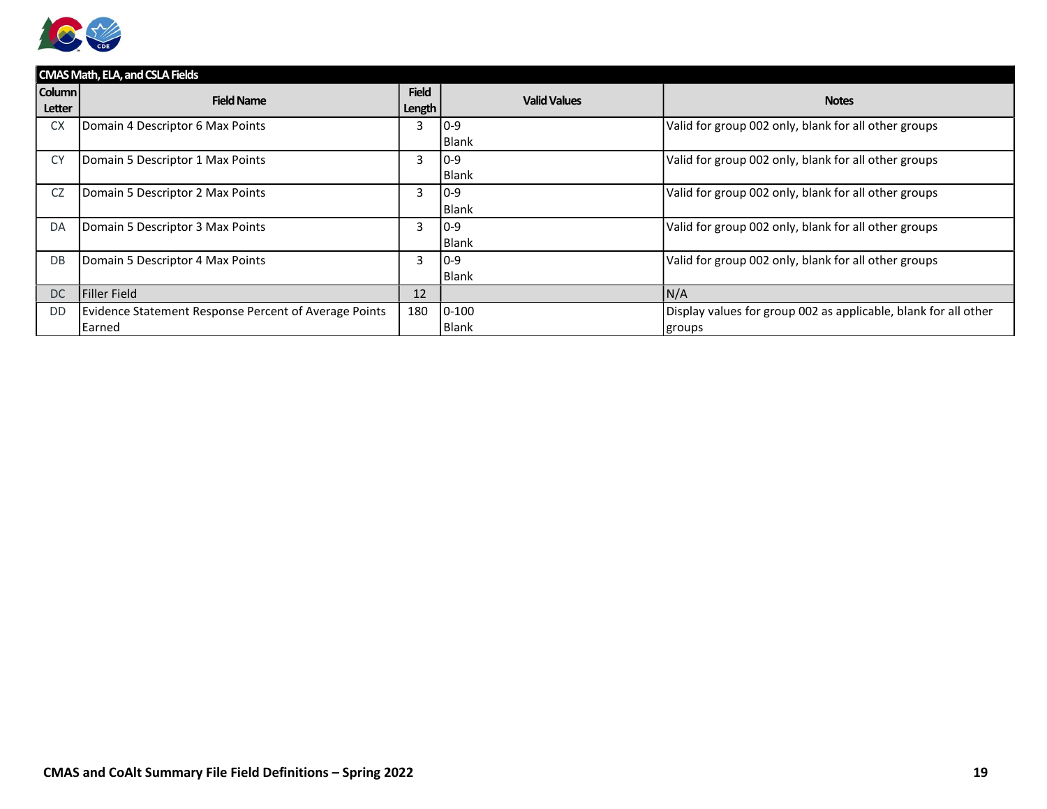| CMAS Math, ELA, and CSLA Fields | | | | |
|---|---|---|---|---|
| **Column Letter** | **Field Name** | **Field Length** | **Valid Values** | **Notes** |
| CX | Domain 4 Descriptor 6 Max Points | 3 | 0-9<br>Blank | Valid for group 002 only, blank for all other groups |
| CY | Domain 5 Descriptor 1 Max Points | 3 | 0-9<br>Blank | Valid for group 002 only, blank for all other groups |
| CZ | Domain 5 Descriptor 2 Max Points | 3 | 0-9<br>Blank | Valid for group 002 only, blank for all other groups |
| DA | Domain 5 Descriptor 3 Max Points | 3 | 0-9<br>Blank | Valid for group 002 only, blank for all other groups |
| DB | Domain 5 Descriptor 4 Max Points | 3 | 0-9<br>Blank | Valid for group 002 only, blank for all other groups |
| DC | Filler Field | 12 | | N/A |
| DD | Evidence Statement Response Percent of Average Points Earned | 180 | 0-100<br>Blank | Display values for group 002 as applicable, blank for all other groups |